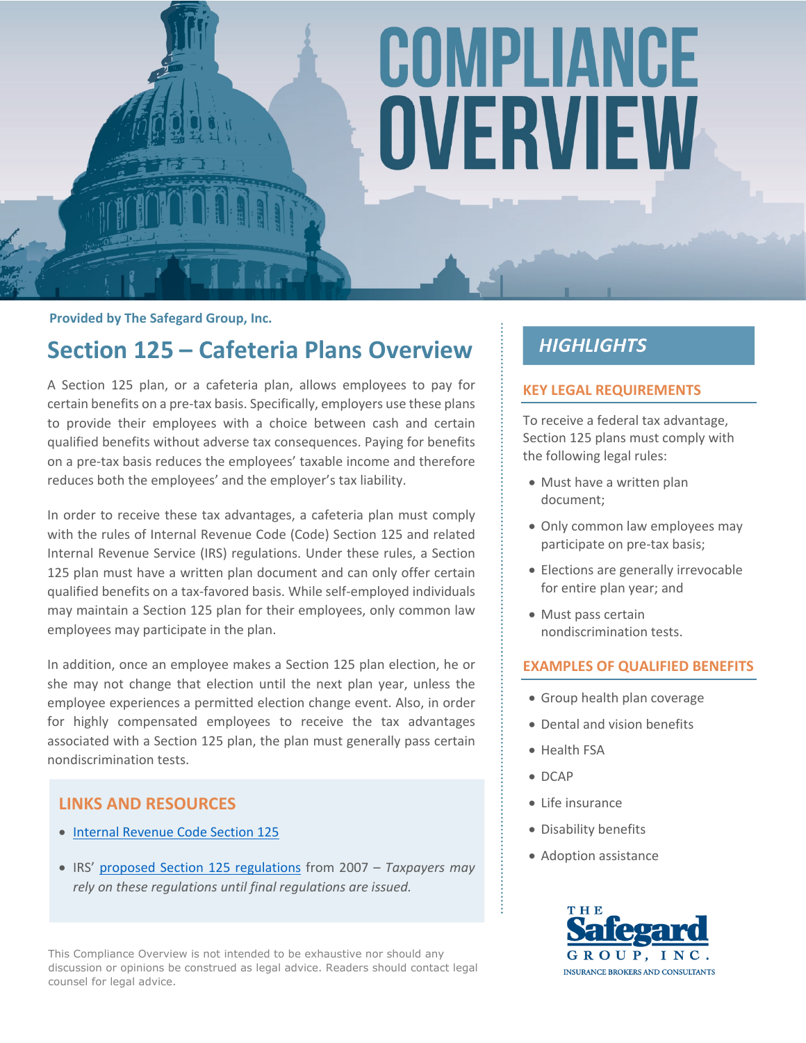# COMPLIANCE OVERVIEW

**Provided by The Safegard Group, Inc.**

## Section 125 – Cafeteria Plans Overview

A Section 125 plan, or a cafeteria plan, allows employees to pay for certain benefits on a pre-tax basis. Specifically, employers use these plans to provide their employees with a choice between cash and certain qualified benefits without adverse tax consequences. Paying for benefits on a pre-tax basis reduces the employees' taxable income and therefore reduces both the employees' and the employer's tax liability.

In order to receive these tax advantages, a cafeteria plan must comply with the rules of Internal Revenue Code (Code) Section 125 and related Internal Revenue Service (IRS) regulations. Under these rules, a Section 125 plan must have a written plan document and can only offer certain qualified benefits on a tax-favored basis. While self-employed individuals may maintain a Section 125 plan for their employees, only common law employees may participate in the plan.

In addition, once an employee makes a Section 125 plan election, he or she may not change that election until the next plan year, unless the employee experiences a permitted election change event. Also, in order for highly compensated employees to receive the tax advantages associated with a Section 125 plan, the plan must generally pass certain nondiscrimination tests.

### LINKS AND RESOURCES

- Internal Revenue Code Section 125
- IRS' proposed Section 125 regulations from 2007 – *Taxpayers may rely on these regulations until final regulations are issued.*

## HIGHLIGHTS

### KEY LEGAL REQUIREMENTS

To receive a federal tax advantage, Section 125 plans must comply with the following legal rules:

- Must have a written plan document;
- Only common law employees may participate on pre-tax basis;
- Elections are generally irrevocable for entire plan year; and
- Must pass certain nondiscrimination tests.

### EXAMPLES OF QUALIFIED BENEFITS

- Group health plan coverage
- Dental and vision benefits
- Health FSA
- DCAP
- Life insurance
- Disability benefits
- Adoption assistance

This Compliance Overview is not intended to be exhaustive nor should any discussion or opinions be construed as legal advice. Readers should contact legal counsel for legal advice.

THE Safegard GROUP, INC.
INSURANCE BROKERS AND CONSULTANTS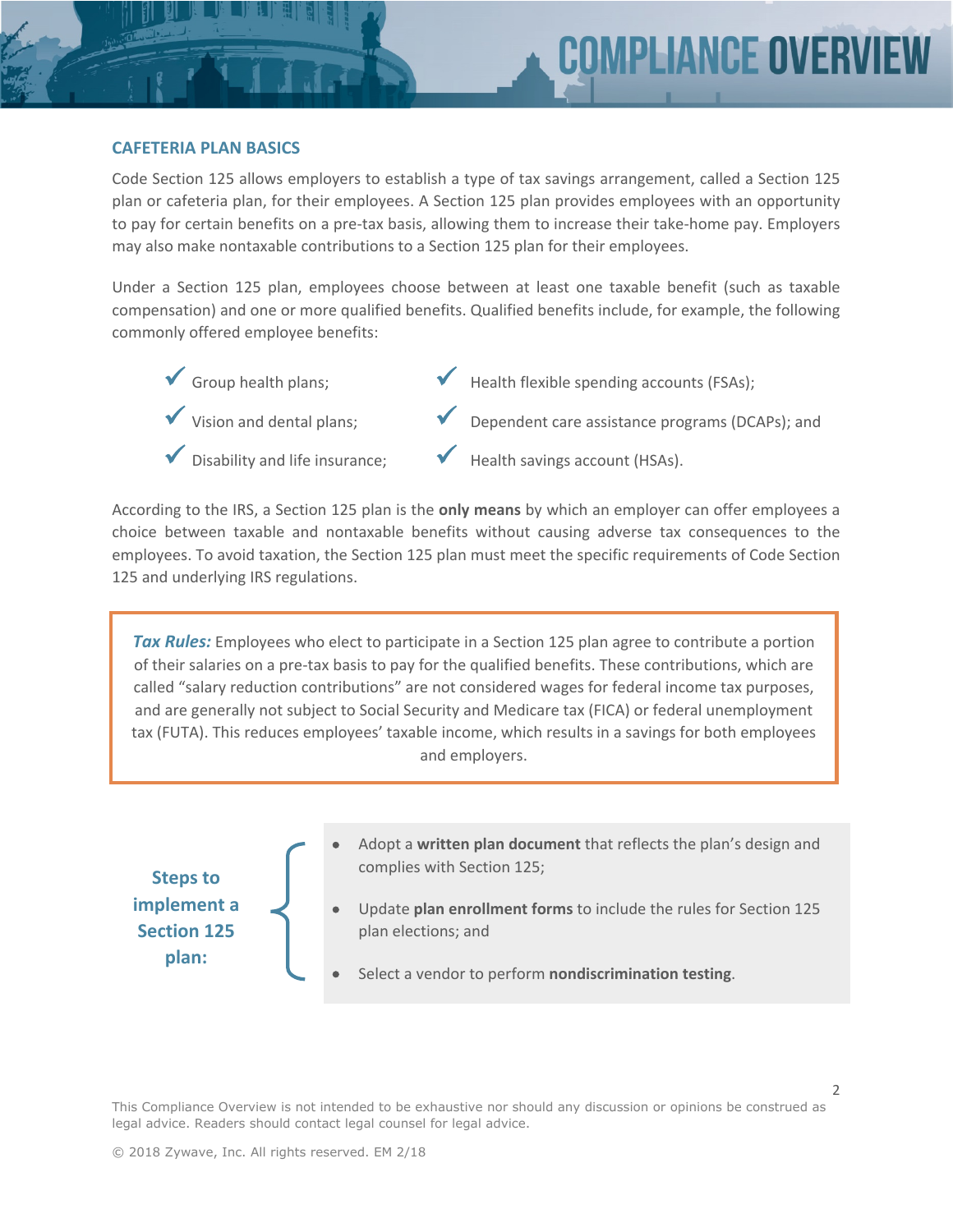## CAFETERIA PLAN BASICS

Code Section 125 allows employers to establish a type of tax savings arrangement, called a Section 125 plan or cafeteria plan, for their employees. A Section 125 plan provides employees with an opportunity to pay for certain benefits on a pre-tax basis, allowing them to increase their take-home pay. Employers may also make nontaxable contributions to a Section 125 plan for their employees.

Under a Section 125 plan, employees choose between at least one taxable benefit (such as taxable compensation) and one or more qualified benefits. Qualified benefits include, for example, the following commonly offered employee benefits:

- ✓ Group health plans;
- ✓ Vision and dental plans;
- ✓ Disability and life insurance;
- ✓ Health flexible spending accounts (FSAs);
- ✓ Dependent care assistance programs (DCAPs); and
- ✓ Health savings account (HSAs).

According to the IRS, a Section 125 plan is the **only means** by which an employer can offer employees a choice between taxable and nontaxable benefits without causing adverse tax consequences to the employees. To avoid taxation, the Section 125 plan must meet the specific requirements of Code Section 125 and underlying IRS regulations.

> ***Tax Rules:*** Employees who elect to participate in a Section 125 plan agree to contribute a portion of their salaries on a pre-tax basis to pay for the qualified benefits. These contributions, which are called "salary reduction contributions" are not considered wages for federal income tax purposes, and are generally not subject to Social Security and Medicare tax (FICA) or federal unemployment tax (FUTA). This reduces employees' taxable income, which results in a savings for both employees and employers.

**Steps to implement a Section 125 plan:**

- Adopt a **written plan document** that reflects the plan's design and complies with Section 125;
- Update **plan enrollment forms** to include the rules for Section 125 plan elections; and
- Select a vendor to perform **nondiscrimination testing**.

This Compliance Overview is not intended to be exhaustive nor should any discussion or opinions be construed as legal advice. Readers should contact legal counsel for legal advice.

© 2018 Zywave, Inc. All rights reserved. EM 2/18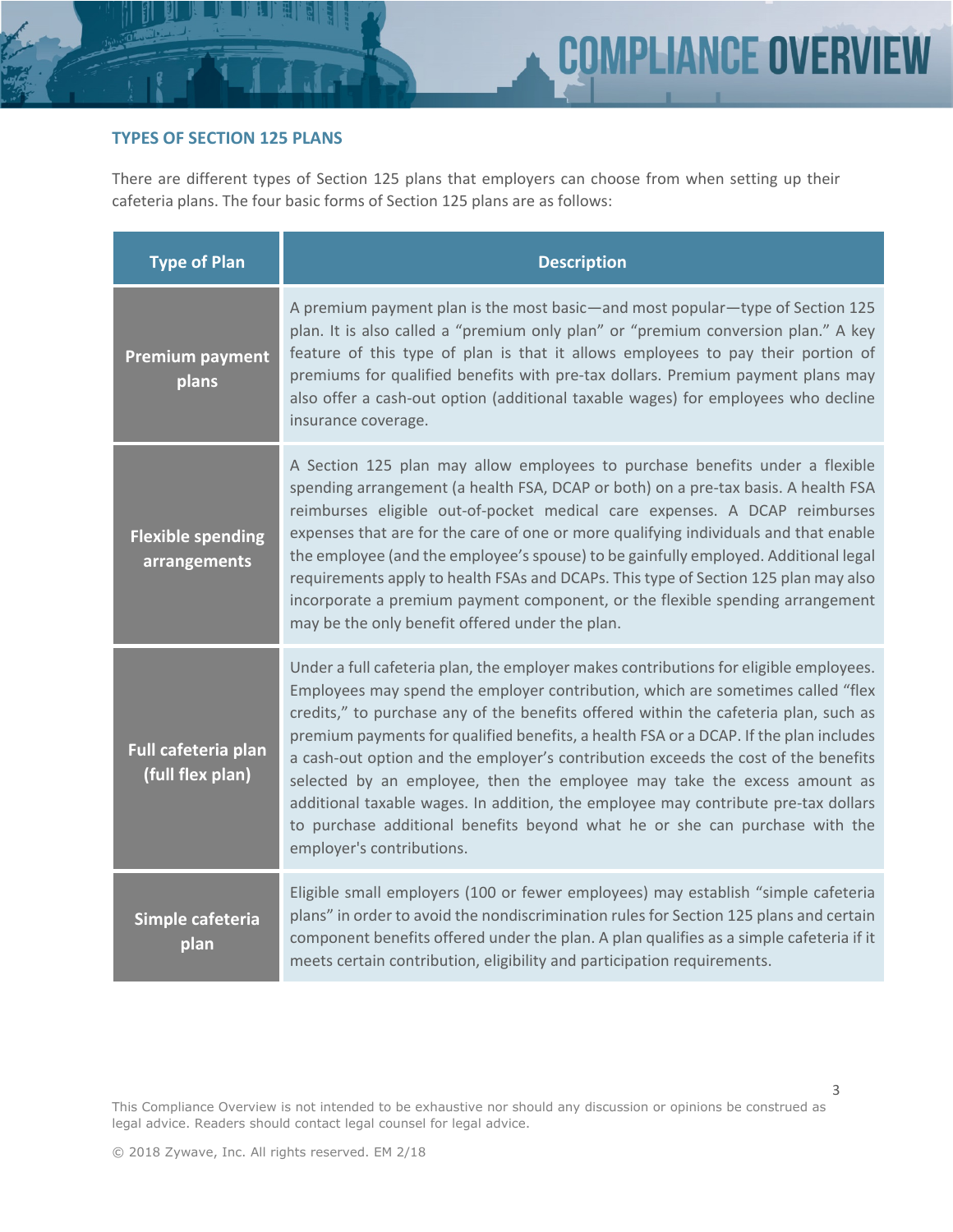## TYPES OF SECTION 125 PLANS

There are different types of Section 125 plans that employers can choose from when setting up their cafeteria plans. The four basic forms of Section 125 plans are as follows:

| Type of Plan | Description |
|---|---|
| **Premium payment plans** | A premium payment plan is the most basic—and most popular—type of Section 125 plan. It is also called a "premium only plan" or "premium conversion plan." A key feature of this type of plan is that it allows employees to pay their portion of premiums for qualified benefits with pre-tax dollars. Premium payment plans may also offer a cash-out option (additional taxable wages) for employees who decline insurance coverage. |
| **Flexible spending arrangements** | A Section 125 plan may allow employees to purchase benefits under a flexible spending arrangement (a health FSA, DCAP or both) on a pre-tax basis. A health FSA reimburses eligible out-of-pocket medical care expenses. A DCAP reimburses expenses that are for the care of one or more qualifying individuals and that enable the employee (and the employee's spouse) to be gainfully employed. Additional legal requirements apply to health FSAs and DCAPs. This type of Section 125 plan may also incorporate a premium payment component, or the flexible spending arrangement may be the only benefit offered under the plan. |
| **Full cafeteria plan (full flex plan)** | Under a full cafeteria plan, the employer makes contributions for eligible employees. Employees may spend the employer contribution, which are sometimes called "flex credits," to purchase any of the benefits offered within the cafeteria plan, such as premium payments for qualified benefits, a health FSA or a DCAP. If the plan includes a cash-out option and the employer's contribution exceeds the cost of the benefits selected by an employee, then the employee may take the excess amount as additional taxable wages. In addition, the employee may contribute pre-tax dollars to purchase additional benefits beyond what he or she can purchase with the employer's contributions. |
| **Simple cafeteria plan** | Eligible small employers (100 or fewer employees) may establish "simple cafeteria plans" in order to avoid the nondiscrimination rules for Section 125 plans and certain component benefits offered under the plan. A plan qualifies as a simple cafeteria if it meets certain contribution, eligibility and participation requirements. |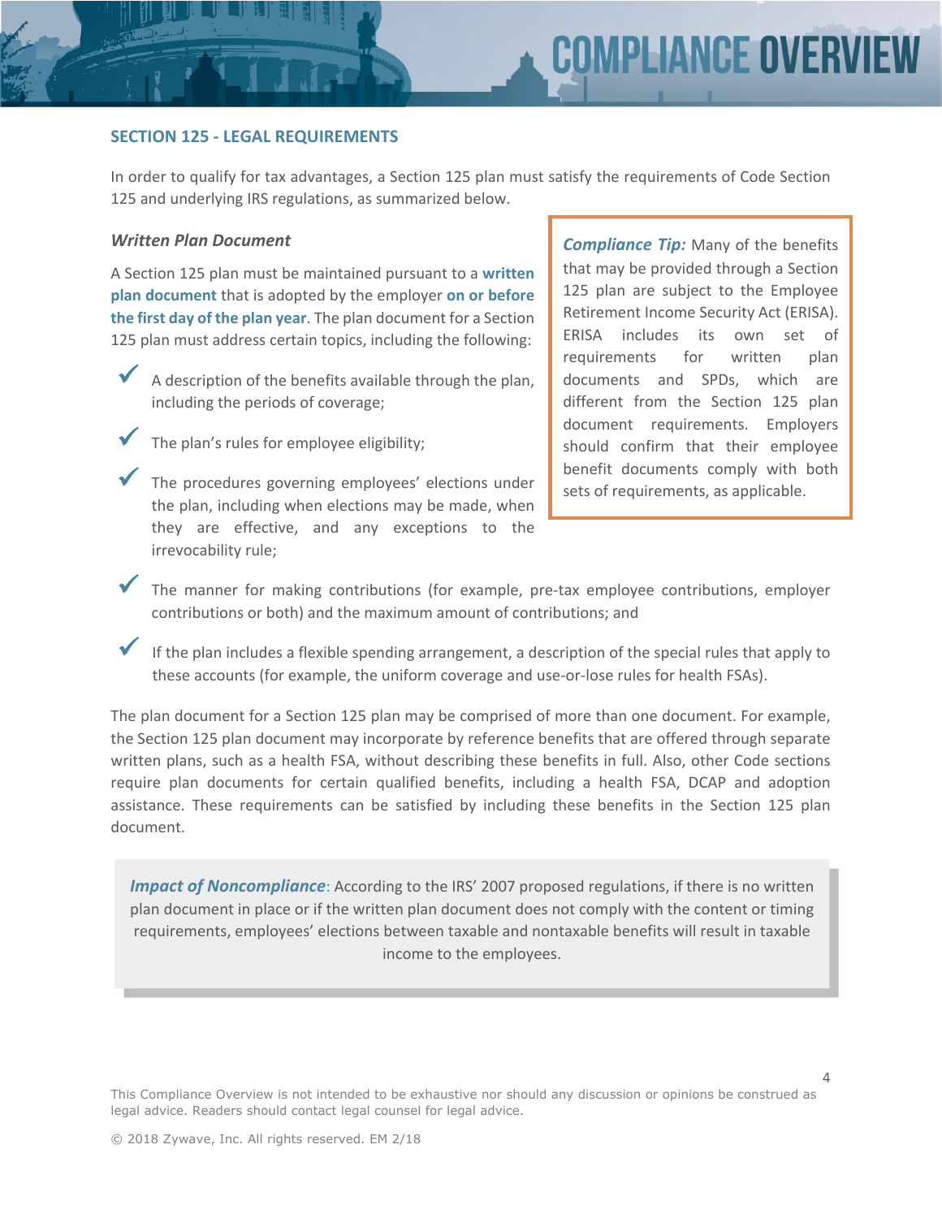## SECTION 125 - LEGAL REQUIREMENTS

In order to qualify for tax advantages, a Section 125 plan must satisfy the requirements of Code Section 125 and underlying IRS regulations, as summarized below.

### *Written Plan Document*

A Section 125 plan must be maintained pursuant to a **written plan document** that is adopted by the employer **on or before the first day of the plan year**. The plan document for a Section 125 plan must address certain topics, including the following:

- ✓ A description of the benefits available through the plan, including the periods of coverage;
- ✓ The plan's rules for employee eligibility;
- ✓ The procedures governing employees' elections under the plan, including when elections may be made, when they are effective, and any exceptions to the irrevocability rule;
- ✓ The manner for making contributions (for example, pre-tax employee contributions, employer contributions or both) and the maximum amount of contributions; and
- ✓ If the plan includes a flexible spending arrangement, a description of the special rules that apply to these accounts (for example, the uniform coverage and use-or-lose rules for health FSAs).

> ***Compliance Tip:*** Many of the benefits that may be provided through a Section 125 plan are subject to the Employee Retirement Income Security Act (ERISA). ERISA includes its own set of requirements for written plan documents and SPDs, which are different from the Section 125 plan document requirements. Employers should confirm that their employee benefit documents comply with both sets of requirements, as applicable.

The plan document for a Section 125 plan may be comprised of more than one document. For example, the Section 125 plan document may incorporate by reference benefits that are offered through separate written plans, such as a health FSA, without describing these benefits in full. Also, other Code sections require plan documents for certain qualified benefits, including a health FSA, DCAP and adoption assistance. These requirements can be satisfied by including these benefits in the Section 125 plan document.

> ***Impact of Noncompliance***: According to the IRS' 2007 proposed regulations, if there is no written plan document in place or if the written plan document does not comply with the content or timing requirements, employees' elections between taxable and nontaxable benefits will result in taxable income to the employees.

This Compliance Overview is not intended to be exhaustive nor should any discussion or opinions be construed as legal advice. Readers should contact legal counsel for legal advice.

© 2018 Zywave, Inc. All rights reserved. EM 2/18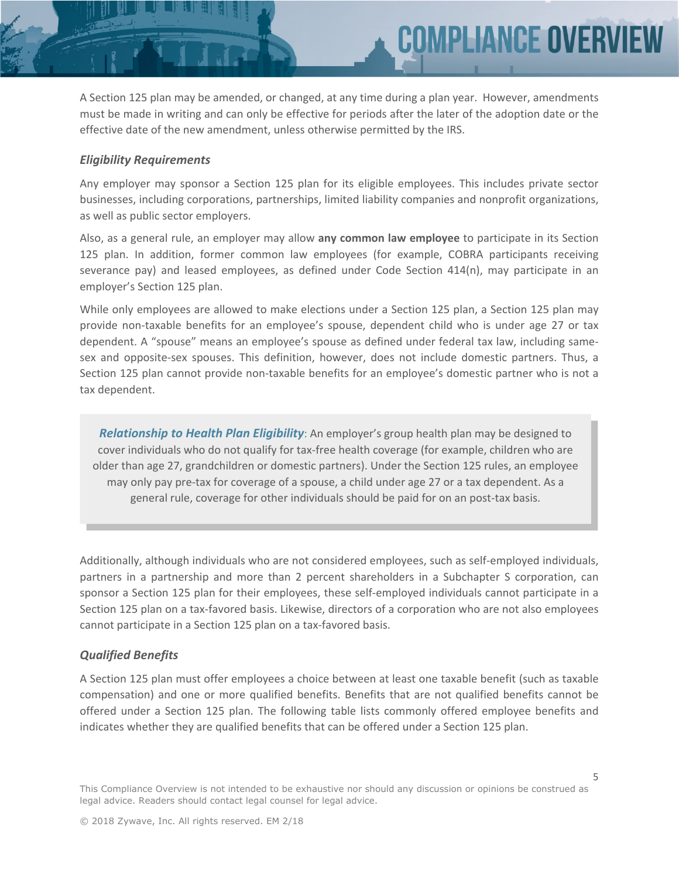A Section 125 plan may be amended, or changed, at any time during a plan year. However, amendments must be made in writing and can only be effective for periods after the later of the adoption date or the effective date of the new amendment, unless otherwise permitted by the IRS.

### *Eligibility Requirements*

Any employer may sponsor a Section 125 plan for its eligible employees. This includes private sector businesses, including corporations, partnerships, limited liability companies and nonprofit organizations, as well as public sector employers.

Also, as a general rule, an employer may allow **any common law employee** to participate in its Section 125 plan. In addition, former common law employees (for example, COBRA participants receiving severance pay) and leased employees, as defined under Code Section 414(n), may participate in an employer's Section 125 plan.

While only employees are allowed to make elections under a Section 125 plan, a Section 125 plan may provide non-taxable benefits for an employee's spouse, dependent child who is under age 27 or tax dependent. A "spouse" means an employee's spouse as defined under federal tax law, including same-sex and opposite-sex spouses. This definition, however, does not include domestic partners. Thus, a Section 125 plan cannot provide non-taxable benefits for an employee's domestic partner who is not a tax dependent.

> ***Relationship to Health Plan Eligibility***: An employer's group health plan may be designed to cover individuals who do not qualify for tax-free health coverage (for example, children who are older than age 27, grandchildren or domestic partners). Under the Section 125 rules, an employee may only pay pre-tax for coverage of a spouse, a child under age 27 or a tax dependent. As a general rule, coverage for other individuals should be paid for on an post-tax basis.

Additionally, although individuals who are not considered employees, such as self-employed individuals, partners in a partnership and more than 2 percent shareholders in a Subchapter S corporation, can sponsor a Section 125 plan for their employees, these self-employed individuals cannot participate in a Section 125 plan on a tax-favored basis. Likewise, directors of a corporation who are not also employees cannot participate in a Section 125 plan on a tax-favored basis.

### *Qualified Benefits*

A Section 125 plan must offer employees a choice between at least one taxable benefit (such as taxable compensation) and one or more qualified benefits. Benefits that are not qualified benefits cannot be offered under a Section 125 plan. The following table lists commonly offered employee benefits and indicates whether they are qualified benefits that can be offered under a Section 125 plan.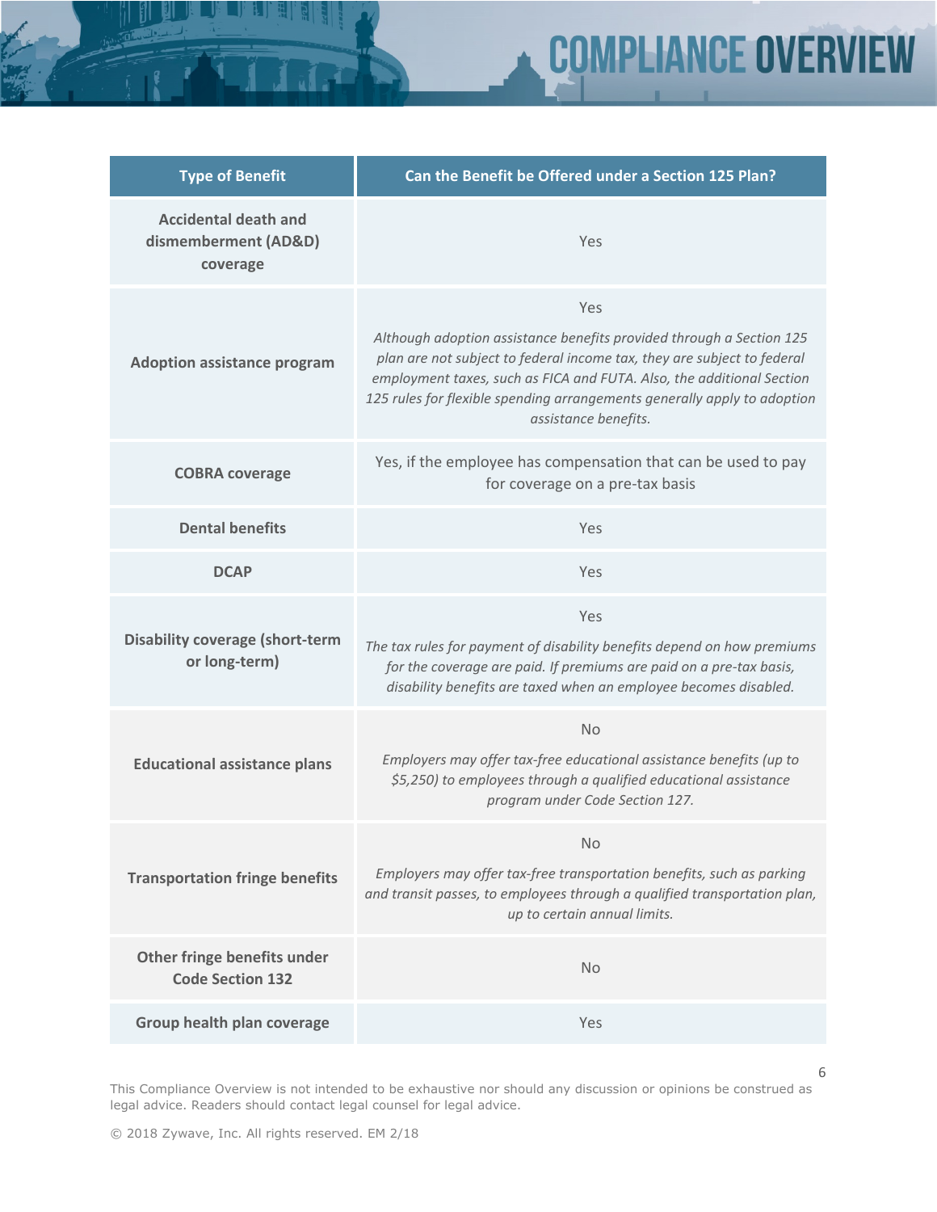| Type of Benefit | Can the Benefit be Offered under a Section 125 Plan? |
|---|---|
| **Accidental death and dismemberment (AD&D) coverage** | Yes |
| **Adoption assistance program** | Yes<br><br>*Although adoption assistance benefits provided through a Section 125 plan are not subject to federal income tax, they are subject to federal employment taxes, such as FICA and FUTA. Also, the additional Section 125 rules for flexible spending arrangements generally apply to adoption assistance benefits.* |
| **COBRA coverage** | Yes, if the employee has compensation that can be used to pay for coverage on a pre-tax basis |
| **Dental benefits** | Yes |
| **DCAP** | Yes |
| **Disability coverage (short-term or long-term)** | Yes<br><br>*The tax rules for payment of disability benefits depend on how premiums for the coverage are paid. If premiums are paid on a pre-tax basis, disability benefits are taxed when an employee becomes disabled.* |
| **Educational assistance plans** | No<br><br>*Employers may offer tax-free educational assistance benefits (up to $5,250) to employees through a qualified educational assistance program under Code Section 127.* |
| **Transportation fringe benefits** | No<br><br>*Employers may offer tax-free transportation benefits, such as parking and transit passes, to employees through a qualified transportation plan, up to certain annual limits.* |
| **Other fringe benefits under Code Section 132** | No |
| **Group health plan coverage** | Yes |

This Compliance Overview is not intended to be exhaustive nor should any discussion or opinions be construed as legal advice. Readers should contact legal counsel for legal advice.

© 2018 Zywave, Inc. All rights reserved. EM 2/18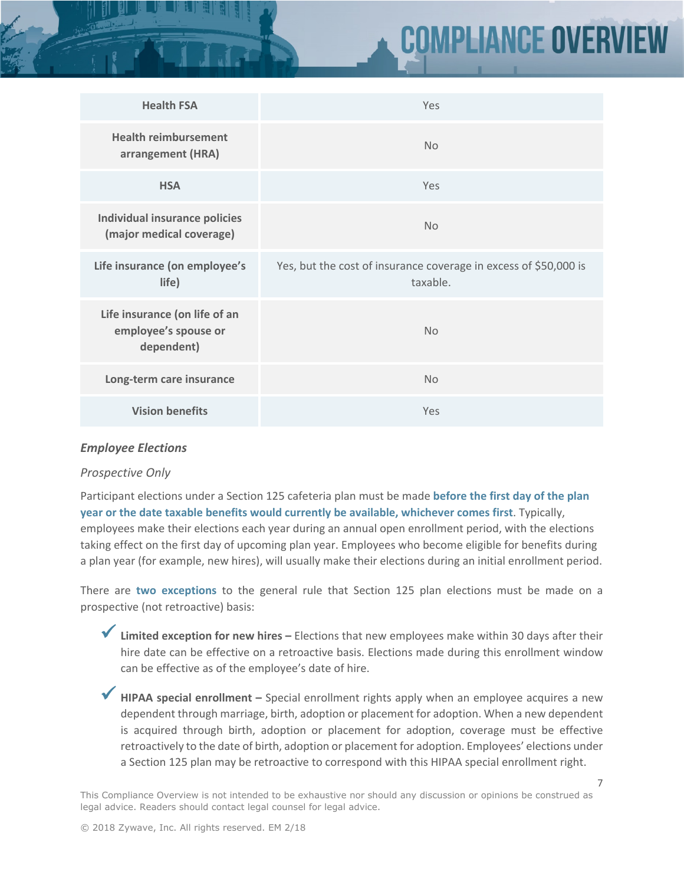| | |
|---|---|
| **Health FSA** | Yes |
| **Health reimbursement arrangement (HRA)** | No |
| **HSA** | Yes |
| **Individual insurance policies (major medical coverage)** | No |
| **Life insurance (on employee's life)** | Yes, but the cost of insurance coverage in excess of $50,000 is taxable. |
| **Life insurance (on life of an employee's spouse or dependent)** | No |
| **Long-term care insurance** | No |
| **Vision benefits** | Yes |

### *Employee Elections*

*Prospective Only*

Participant elections under a Section 125 cafeteria plan must be made **before the first day of the plan year or the date taxable benefits would currently be available, whichever comes first**. Typically, employees make their elections each year during an annual open enrollment period, with the elections taking effect on the first day of upcoming plan year. Employees who become eligible for benefits during a plan year (for example, new hires), will usually make their elections during an initial enrollment period.

There are **two exceptions** to the general rule that Section 125 plan elections must be made on a prospective (not retroactive) basis:

- ✓ **Limited exception for new hires –** Elections that new employees make within 30 days after their hire date can be effective on a retroactive basis. Elections made during this enrollment window can be effective as of the employee's date of hire.

- ✓ **HIPAA special enrollment –** Special enrollment rights apply when an employee acquires a new dependent through marriage, birth, adoption or placement for adoption. When a new dependent is acquired through birth, adoption or placement for adoption, coverage must be effective retroactively to the date of birth, adoption or placement for adoption. Employees' elections under a Section 125 plan may be retroactive to correspond with this HIPAA special enrollment right.

This Compliance Overview is not intended to be exhaustive nor should any discussion or opinions be construed as legal advice. Readers should contact legal counsel for legal advice.

© 2018 Zywave, Inc. All rights reserved. EM 2/18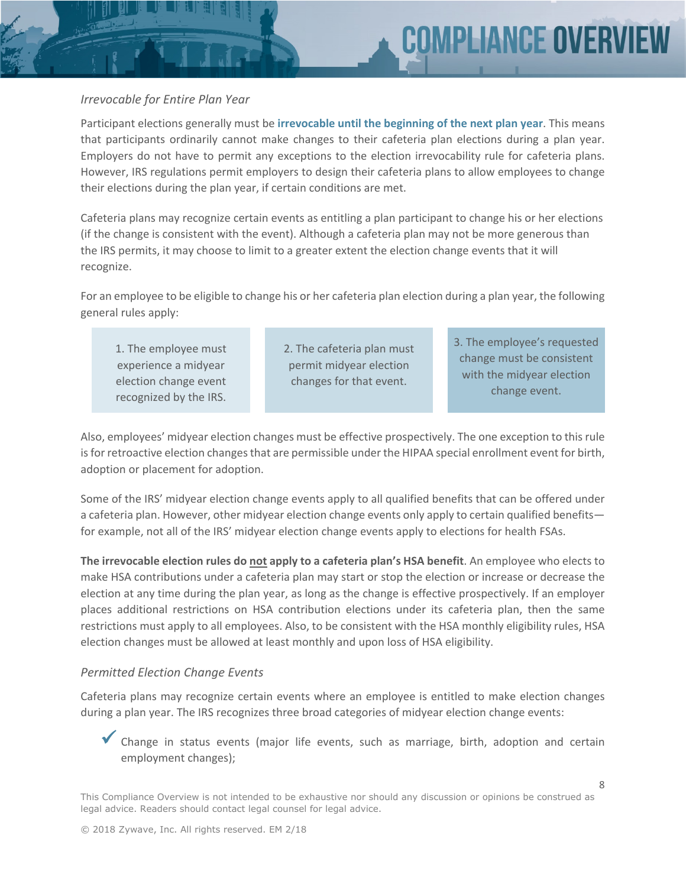### *Irrevocable for Entire Plan Year*

Participant elections generally must be **irrevocable until the beginning of the next plan year**. This means that participants ordinarily cannot make changes to their cafeteria plan elections during a plan year. Employers do not have to permit any exceptions to the election irrevocability rule for cafeteria plans. However, IRS regulations permit employers to design their cafeteria plans to allow employees to change their elections during the plan year, if certain conditions are met.

Cafeteria plans may recognize certain events as entitling a plan participant to change his or her elections (if the change is consistent with the event). Although a cafeteria plan may not be more generous than the IRS permits, it may choose to limit to a greater extent the election change events that it will recognize.

For an employee to be eligible to change his or her cafeteria plan election during a plan year, the following general rules apply:

1. The employee must experience a midyear election change event recognized by the IRS.
2. The cafeteria plan must permit midyear election changes for that event.
3. The employee's requested change must be consistent with the midyear election change event.

Also, employees' midyear election changes must be effective prospectively. The one exception to this rule is for retroactive election changes that are permissible under the HIPAA special enrollment event for birth, adoption or placement for adoption.

Some of the IRS' midyear election change events apply to all qualified benefits that can be offered under a cafeteria plan. However, other midyear election change events only apply to certain qualified benefits—for example, not all of the IRS' midyear election change events apply to elections for health FSAs.

**The irrevocable election rules do <u>not</u> apply to a cafeteria plan's HSA benefit**. An employee who elects to make HSA contributions under a cafeteria plan may start or stop the election or increase or decrease the election at any time during the plan year, as long as the change is effective prospectively. If an employer places additional restrictions on HSA contribution elections under its cafeteria plan, then the same restrictions must apply to all employees. Also, to be consistent with the HSA monthly eligibility rules, HSA election changes must be allowed at least monthly and upon loss of HSA eligibility.

### *Permitted Election Change Events*

Cafeteria plans may recognize certain events where an employee is entitled to make election changes during a plan year. The IRS recognizes three broad categories of midyear election change events:

- ✓ Change in status events (major life events, such as marriage, birth, adoption and certain employment changes);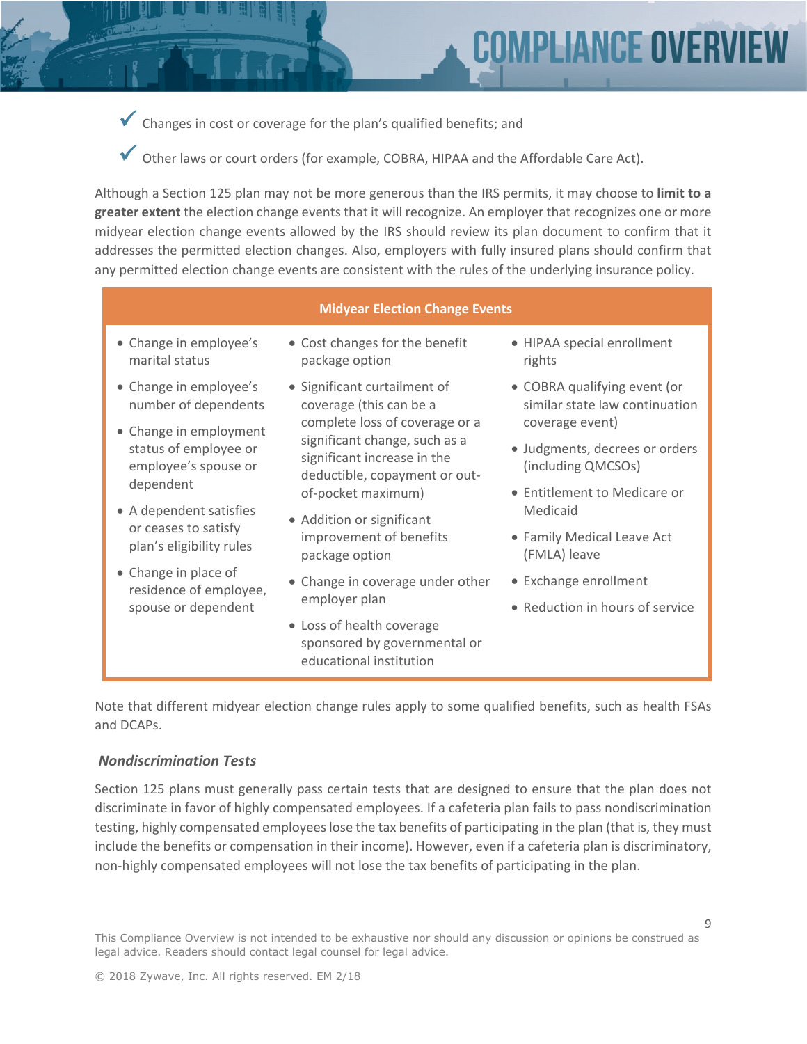- ✓ Changes in cost or coverage for the plan's qualified benefits; and
- ✓ Other laws or court orders (for example, COBRA, HIPAA and the Affordable Care Act).

Although a Section 125 plan may not be more generous than the IRS permits, it may choose to **limit to a greater extent** the election change events that it will recognize. An employer that recognizes one or more midyear election change events allowed by the IRS should review its plan document to confirm that it addresses the permitted election changes. Also, employers with fully insured plans should confirm that any permitted election change events are consistent with the rules of the underlying insurance policy.

| Midyear Election Change Events | | |
|---|---|---|
| • Change in employee's marital status<br>• Change in employee's number of dependents<br>• Change in employment status of employee or employee's spouse or dependent<br>• A dependent satisfies or ceases to satisfy plan's eligibility rules<br>• Change in place of residence of employee, spouse or dependent | • Cost changes for the benefit package option<br>• Significant curtailment of coverage (this can be a complete loss of coverage or a significant change, such as a significant increase in the deductible, copayment or out-of-pocket maximum)<br>• Addition or significant improvement of benefits package option<br>• Change in coverage under other employer plan<br>• Loss of health coverage sponsored by governmental or educational institution | • HIPAA special enrollment rights<br>• COBRA qualifying event (or similar state law continuation coverage event)<br>• Judgments, decrees or orders (including QMCSOs)<br>• Entitlement to Medicare or Medicaid<br>• Family Medical Leave Act (FMLA) leave<br>• Exchange enrollment<br>• Reduction in hours of service |

Note that different midyear election change rules apply to some qualified benefits, such as health FSAs and DCAPs.

### *Nondiscrimination Tests*

Section 125 plans must generally pass certain tests that are designed to ensure that the plan does not discriminate in favor of highly compensated employees. If a cafeteria plan fails to pass nondiscrimination testing, highly compensated employees lose the tax benefits of participating in the plan (that is, they must include the benefits or compensation in their income). However, even if a cafeteria plan is discriminatory, non-highly compensated employees will not lose the tax benefits of participating in the plan.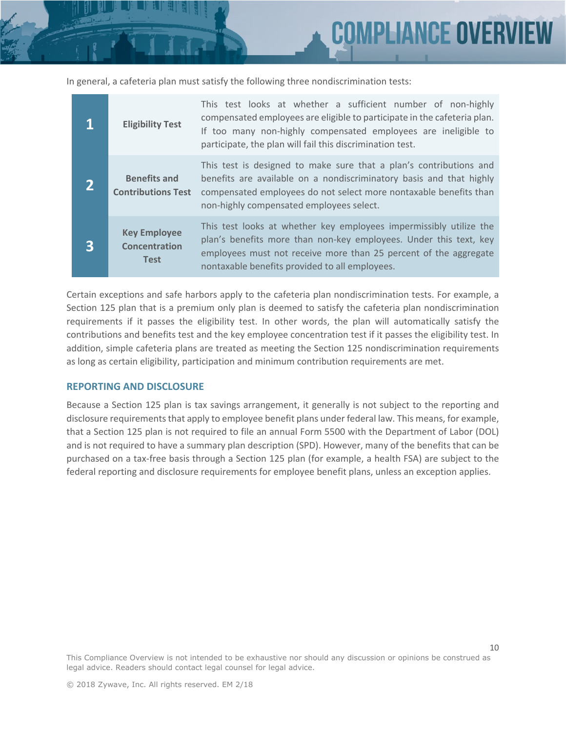In general, a cafeteria plan must satisfy the following three nondiscrimination tests:

| | | |
|---|---|---|
| 1 | **Eligibility Test** | This test looks at whether a sufficient number of non-highly compensated employees are eligible to participate in the cafeteria plan. If too many non-highly compensated employees are ineligible to participate, the plan will fail this discrimination test. |
| 2 | **Benefits and Contributions Test** | This test is designed to make sure that a plan's contributions and benefits are available on a nondiscriminatory basis and that highly compensated employees do not select more nontaxable benefits than non-highly compensated employees select. |
| 3 | **Key Employee Concentration Test** | This test looks at whether key employees impermissibly utilize the plan's benefits more than non-key employees. Under this text, key employees must not receive more than 25 percent of the aggregate nontaxable benefits provided to all employees. |

Certain exceptions and safe harbors apply to the cafeteria plan nondiscrimination tests. For example, a Section 125 plan that is a premium only plan is deemed to satisfy the cafeteria plan nondiscrimination requirements if it passes the eligibility test. In other words, the plan will automatically satisfy the contributions and benefits test and the key employee concentration test if it passes the eligibility test. In addition, simple cafeteria plans are treated as meeting the Section 125 nondiscrimination requirements as long as certain eligibility, participation and minimum contribution requirements are met.

## REPORTING AND DISCLOSURE

Because a Section 125 plan is tax savings arrangement, it generally is not subject to the reporting and disclosure requirements that apply to employee benefit plans under federal law. This means, for example, that a Section 125 plan is not required to file an annual Form 5500 with the Department of Labor (DOL) and is not required to have a summary plan description (SPD). However, many of the benefits that can be purchased on a tax-free basis through a Section 125 plan (for example, a health FSA) are subject to the federal reporting and disclosure requirements for employee benefit plans, unless an exception applies.